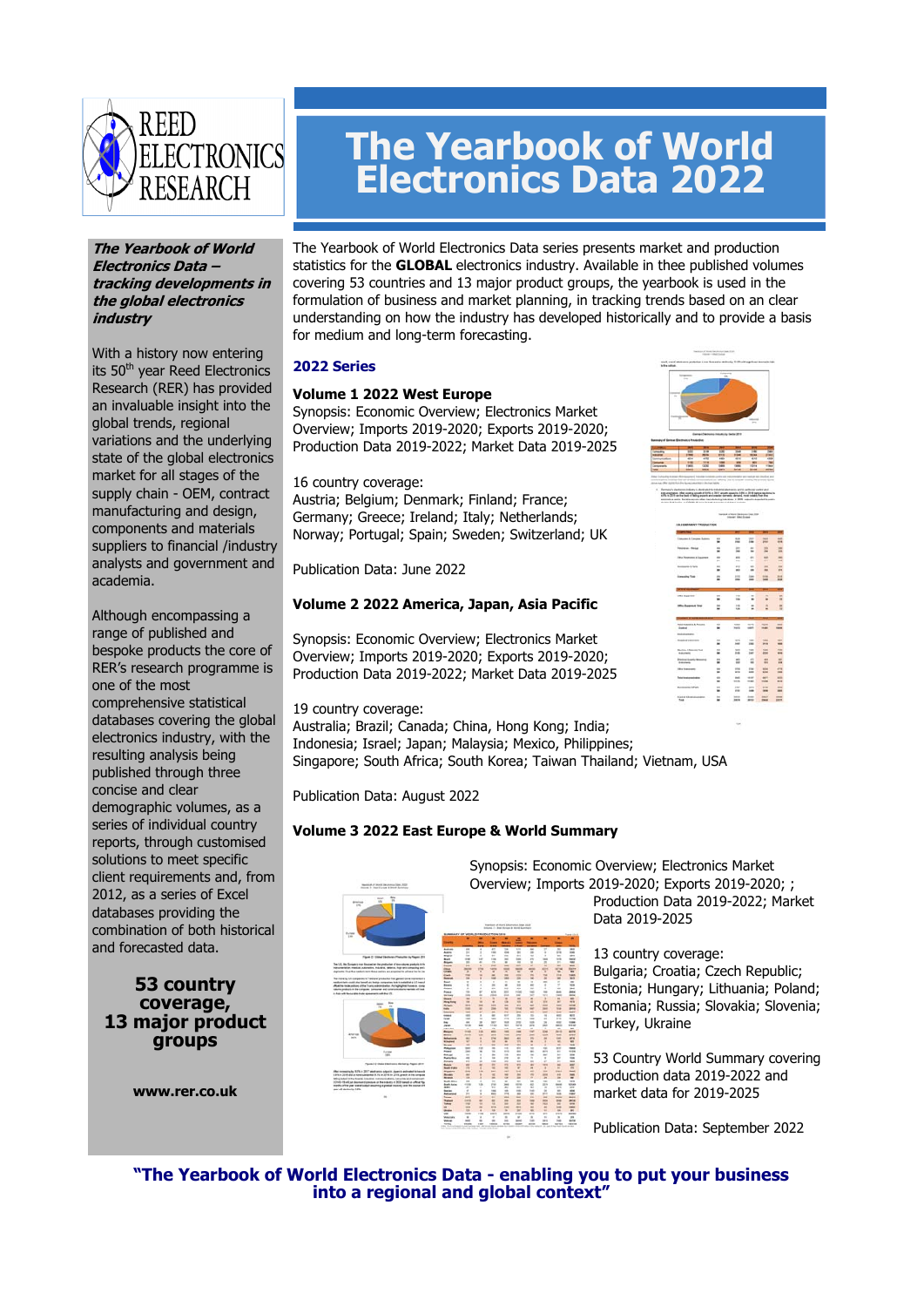REED ELECTRONICS RESEARCH

# The Yearbook of World Electronics Data 2022

***The Yearbook of World Electronics Data – tracking developments in the global electronics industry***

With a history now entering its 50th year Reed Electronics Research (RER) has provided an invaluable insight into the global trends, regional variations and the underlying state of the global electronics market for all stages of the supply chain - OEM, contract manufacturing and design, components and materials suppliers to financial /industry analysts and government and academia.

Although encompassing a range of published and bespoke products the core of RER's research programme is one of the most comprehensive statistical databases covering the global electronics industry, with the resulting analysis being published through three concise and clear demographic volumes, as a series of individual country reports, through customised solutions to meet specific client requirements and, from 2012, as a series of Excel databases providing the combination of both historical and forecasted data.

**53 country coverage, 13 major product groups**

**www.rer.co.uk**

The Yearbook of World Electronics Data series presents market and production statistics for the **GLOBAL** electronics industry. Available in thee published volumes covering 53 countries and 13 major product groups, the yearbook is used in the formulation of business and market planning, in tracking trends based on an clear understanding on how the industry has developed historically and to provide a basis for medium and long-term forecasting.

## 2022 Series

### Volume 1 2022 West Europe

Synopsis: Economic Overview; Electronics Market Overview; Imports 2019-2020; Exports 2019-2020; Production Data 2019-2022; Market Data 2019-2025

16 country coverage:
Austria; Belgium; Denmark; Finland; France; Germany; Greece; Ireland; Italy; Netherlands; Norway; Portugal; Spain; Sweden; Switzerland; UK

Publication Data: June 2022

### Volume 2 2022 America, Japan, Asia Pacific

Synopsis: Economic Overview; Electronics Market Overview; Imports 2019-2020; Exports 2019-2020; Production Data 2019-2022; Market Data 2019-2025

19 country coverage:
Australia; Brazil; Canada; China, Hong Kong; India; Indonesia; Israel; Japan; Malaysia; Mexico, Philippines; Singapore; South Africa; South Korea; Taiwan Thailand; Vietnam, USA

Publication Data: August 2022

### Volume 3 2022 East Europe & World Summary

Synopsis: Economic Overview; Electronics Market Overview; Imports 2019-2020; Exports 2019-2020; ; Production Data 2019-2022; Market Data 2019-2025

13 country coverage:
Bulgaria; Croatia; Czech Republic; Estonia; Hungary; Lithuania; Poland; Romania; Russia; Slovakia; Slovenia; Turkey, Ukraine

53 Country World Summary covering production data 2019-2022 and market data for 2019-2025

Publication Data: September 2022

**"The Yearbook of World Electronics Data - enabling you to put your business into a regional and global context"**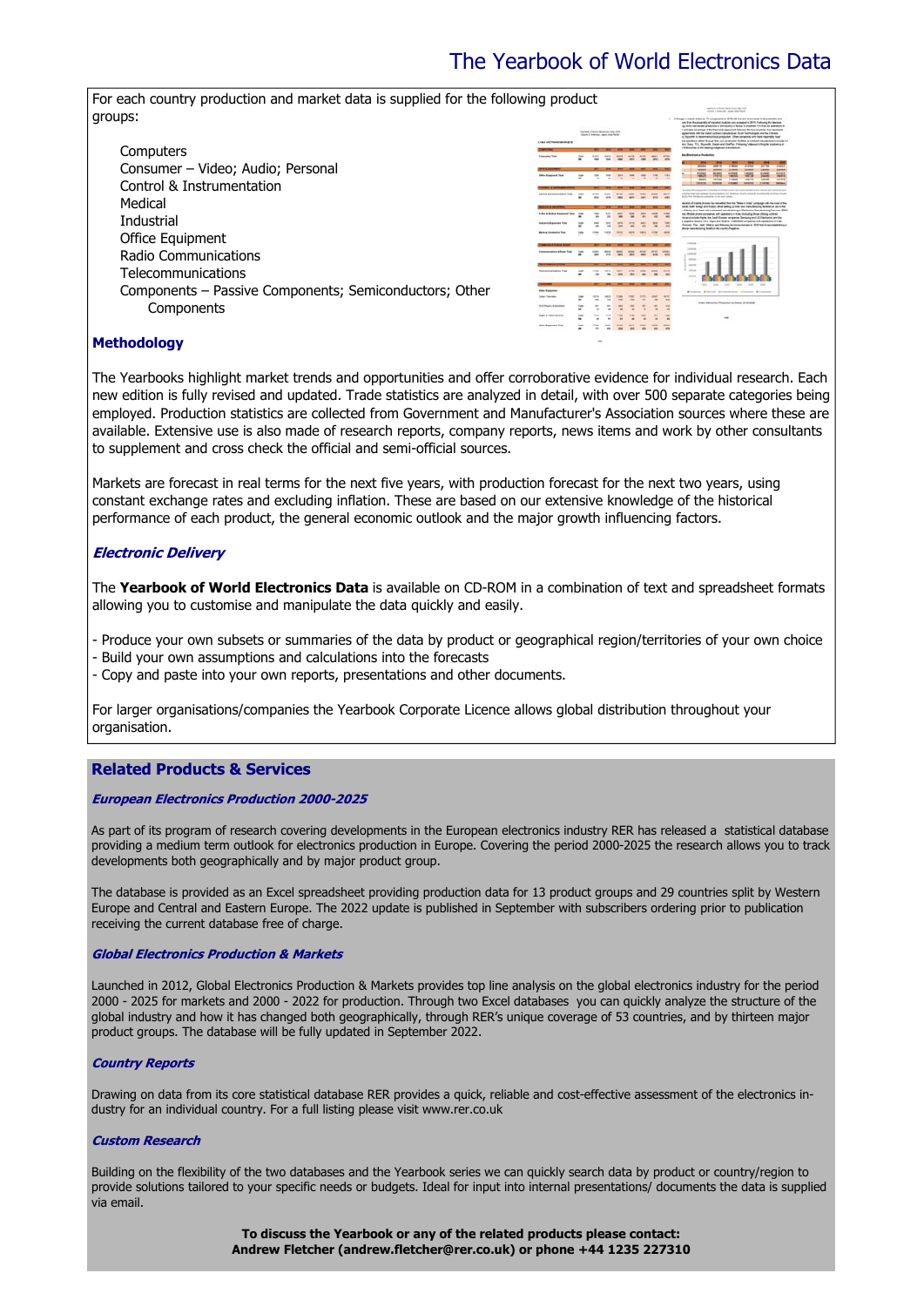# The Yearbook of World Electronics Data

For each country production and market data is supplied for the following product groups:

- Computers
- Consumer – Video; Audio; Personal
- Control & Instrumentation
- Medical
- Industrial
- Office Equipment
- Radio Communications
- Telecommunications
- Components – Passive Components; Semiconductors; Other Components

### Methodology

The Yearbooks highlight market trends and opportunities and offer corroborative evidence for individual research. Each new edition is fully revised and updated. Trade statistics are analyzed in detail, with over 500 separate categories being employed. Production statistics are collected from Government and Manufacturer's Association sources where these are available. Extensive use is also made of research reports, company reports, news items and work by other consultants to supplement and cross check the official and semi-official sources.

Markets are forecast in real terms for the next five years, with production forecast for the next two years, using constant exchange rates and excluding inflation. These are based on our extensive knowledge of the historical performance of each product, the general economic outlook and the major growth influencing factors.

### *Electronic Delivery*

The **Yearbook of World Electronics Data** is available on CD-ROM in a combination of text and spreadsheet formats allowing you to customise and manipulate the data quickly and easily.

- Produce your own subsets or summaries of the data by product or geographical region/territories of your choice
- Build your own assumptions and calculations into the forecasts
- Copy and paste into your own reports, presentations and other documents.

For larger organisations/companies the Yearbook Corporate Licence allows global distribution throughout your organisation.

## Related Products & Services

### *European Electronics Production 2000-2025*

As part of its program of research covering developments in the European electronics industry RER has released a statistical database providing a medium term outlook for electronics production in Europe. Covering the period 2000-2025 the research allows you to track developments both geographically and by major product group.

The database is provided as an Excel spreadsheet providing production data for 13 product groups and 29 countries split by Western Europe and Central and Eastern Europe. The 2022 update is published in September with subscribers ordering prior to publication receiving the current database free of charge.

### *Global Electronics Production & Markets*

Launched in 2012, Global Electronics Production & Markets provides top line analysis on the global electronics industry for the period 2000 - 2025 for markets and 2000 - 2022 for production. Through two Excel databases you can quickly analyze the structure of the global industry and how it has changed both geographically, through RER's unique coverage of 53 countries, and by thirteen major product groups. The database will be fully updated in September 2022.

### *Country Reports*

Drawing on data from its core statistical database RER provides a quick, reliable and cost-effective assessment of the electronics industry for an individual country. For a full listing please visit www.rer.co.uk

### *Custom Research*

Building on the flexibility of the two databases and the Yearbook series we can quickly search data by product or country/region to provide solutions tailored to your specific needs or budgets. Ideal for input into internal presentations/ documents the data is supplied via email.

**To discuss the Yearbook or any of the related products please contact:**
**Andrew Fletcher (andrew.fletcher@rer.co.uk) or phone +44 1235 227310**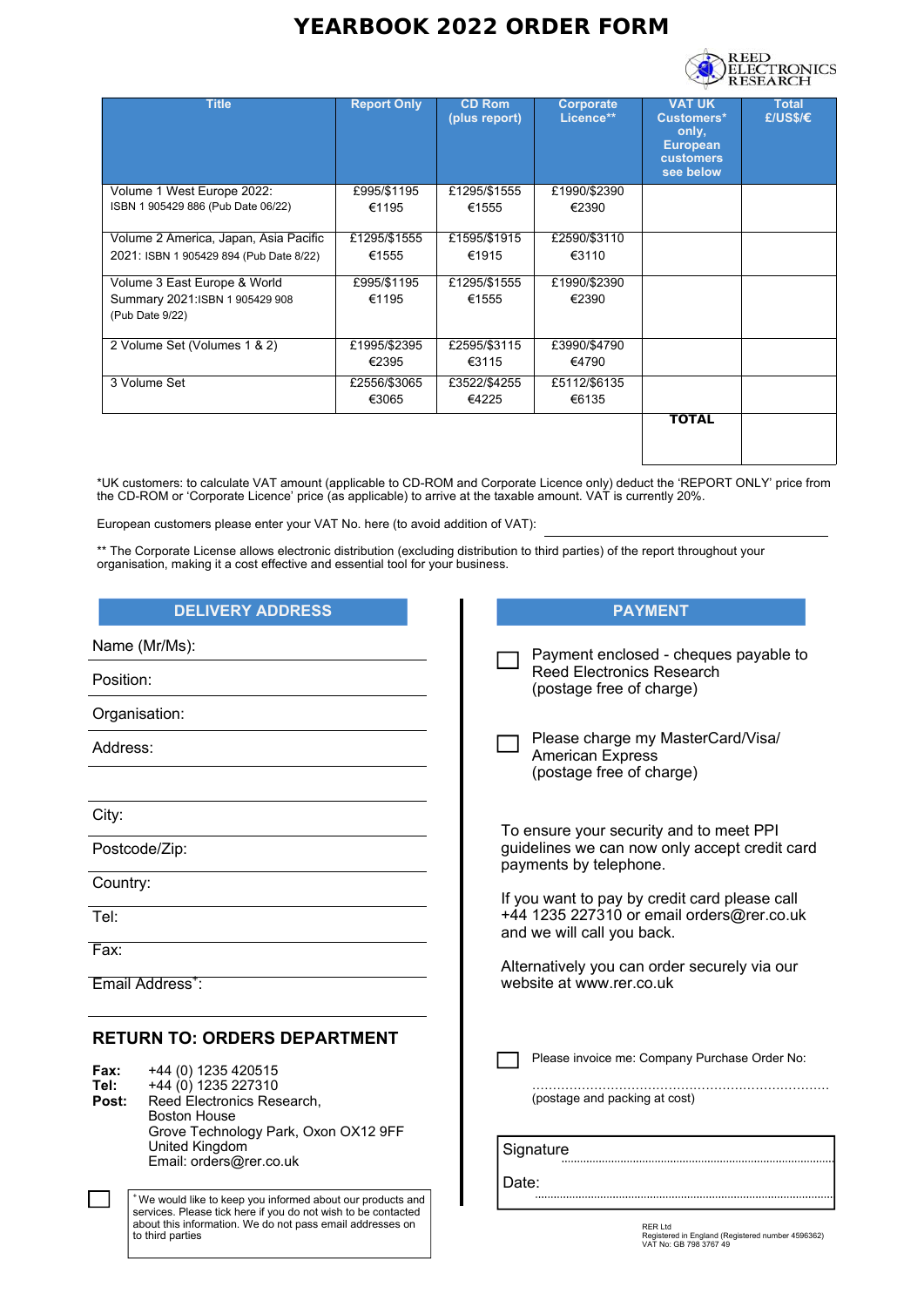# YEARBOOK 2022 ORDER FORM

REED ELECTRONICS RESEARCH

| Title | Report Only | CD Rom (plus report) | Corporate Licence** | VAT UK Customers* only, European customers see below | Total £/US$/€ |
|---|---|---|---|---|---|
| Volume 1 West Europe 2022: ISBN 1 905429 886 (Pub Date 06/22) | £995/$1195 €1195 | £1295/$1555 €1555 | £1990/$2390 €2390 | | |
| Volume 2 America, Japan, Asia Pacific 2021: ISBN 1 905429 894 (Pub Date 8/22) | £1295/$1555 €1555 | £1595/$1915 €1915 | £2590/$3110 €3110 | | |
| Volume 3 East Europe & World Summary 2021:ISBN 1 905429 908 (Pub Date 9/22) | £995/$1195 €1195 | £1295/$1555 €1555 | £1990/$2390 €2390 | | |
| 2 Volume Set (Volumes 1 & 2) | £1995/$2395 €2395 | £2595/$3115 €3115 | £3990/$4790 €4790 | | |
| 3 Volume Set | £2556/$3065 €3065 | £3522/$4255 €4225 | £5112/$6135 €6135 | | |
| | | | | **TOTAL** | |

*UK customers: to calculate VAT amount (applicable to CD-ROM and Corporate Licence only) deduct the 'REPORT ONLY' price from the CD-ROM or 'Corporate Licence' price (as applicable) to arrive at the taxable amount. VAT is currently 20%.

European customers please enter your VAT No. here (to avoid addition of VAT): ______________________

** The Corporate License allows electronic distribution (excluding distribution to third parties) of the report throughout your organisation, making it a cost effective and essential tool for your business.

## DELIVERY ADDRESS

Name (Mr/Ms):

Position:

Organisation:

Address:

City:

Postcode/Zip:

Country:

Tel:

Fax:

Email Address*:

## RETURN TO: ORDERS DEPARTMENT

**Fax:** +44 (0) 1235 420515
**Tel:** +44 (0) 1235 227310
**Post:** Reed Electronics Research,
Boston House
Grove Technology Park, Oxon OX12 9FF
United Kingdom
Email: orders@rer.co.uk

☐ *We would like to keep you informed about our products and services. Please tick here if you do not wish to be contacted about this information. We do not pass email addresses on to third parties

## PAYMENT

☐ Payment enclosed - cheques payable to Reed Electronics Research (postage free of charge)

☐ Please charge my MasterCard/Visa/ American Express (postage free of charge)

To ensure your security and to meet PPI guidelines we can now only accept credit card payments by telephone.

If you want to pay by credit card please call +44 1235 227310 or email orders@rer.co.uk and we will call you back.

Alternatively you can order securely via our website at www.rer.co.uk

☐ Please invoice me: Company Purchase Order No:

..................................................................
(postage and packing at cost)

Signature ..................................................................

Date: ..................................................................

RER Ltd
Registered in England (Registered number 4596362)
VAT No: GB 798 3767 49